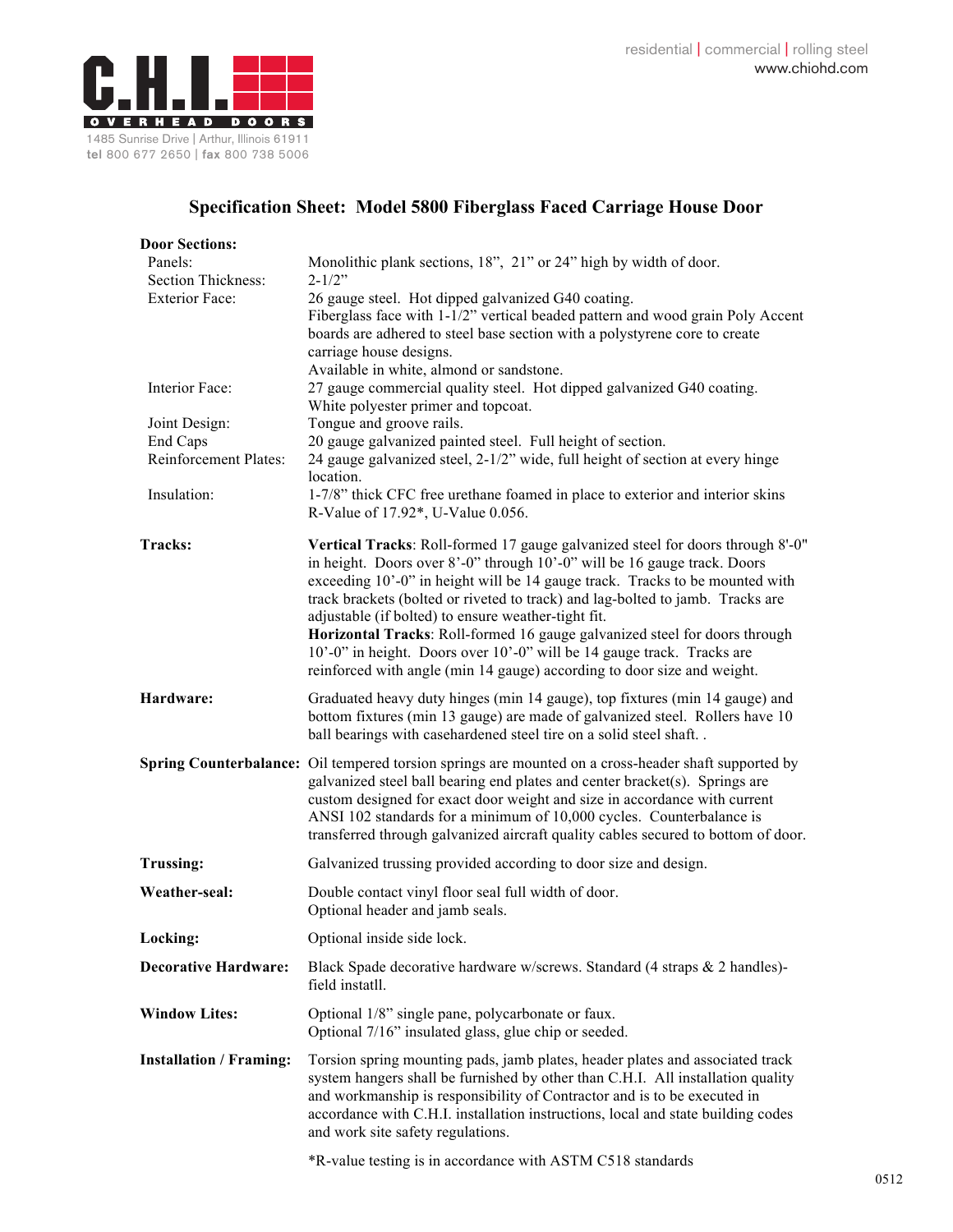C.H.I. OVERHEAD DOORS

1485 Sunrise Drive | Arthur, Illinois 61911
**tel** 800 677 2650 | **fax** 800 738 5006

residential | commercial | rolling steel
www.chiohd.com

## Specification Sheet: Model 5800 Fiberglass Faced Carriage House Door

**Door Sections:**

| | |
|---|---|
| Panels: | Monolithic plank sections, 18", 21" or 24" high by width of door. |
| Section Thickness: | 2-1/2" |
| Exterior Face: | 26 gauge steel. Hot dipped galvanized G40 coating. Fiberglass face with 1-1/2" vertical beaded pattern and wood grain Poly Accent boards are adhered to steel base section with a polystyrene core to create carriage house designs. Available in white, almond or sandstone. |
| Interior Face: | 27 gauge commercial quality steel. Hot dipped galvanized G40 coating. White polyester primer and topcoat. |
| Joint Design: | Tongue and groove rails. |
| End Caps | 20 gauge galvanized painted steel. Full height of section. |
| Reinforcement Plates: | 24 gauge galvanized steel, 2-1/2" wide, full height of section at every hinge location. |
| Insulation: | 1-7/8" thick CFC free urethane foamed in place to exterior and interior skins R-Value of 17.92*, U-Value 0.056. |

**Tracks:** **Vertical Tracks**: Roll-formed 17 gauge galvanized steel for doors through 8'-0" in height. Doors over 8'-0" through 10'-0" will be 16 gauge track. Doors exceeding 10'-0" in height will be 14 gauge track. Tracks to be mounted with track brackets (bolted or riveted to track) and lag-bolted to jamb. Tracks are adjustable (if bolted) to ensure weather-tight fit.
**Horizontal Tracks**: Roll-formed 16 gauge galvanized steel for doors through 10'-0" in height. Doors over 10'-0" will be 14 gauge track. Tracks are reinforced with angle (min 14 gauge) according to door size and weight.

**Hardware:** Graduated heavy duty hinges (min 14 gauge), top fixtures (min 14 gauge) and bottom fixtures (min 13 gauge) are made of galvanized steel. Rollers have 10 ball bearings with casehardened steel tire on a solid steel shaft. .

**Spring Counterbalance:** Oil tempered torsion springs are mounted on a cross-header shaft supported by galvanized steel ball bearing end plates and center bracket(s). Springs are custom designed for exact door weight and size in accordance with current ANSI 102 standards for a minimum of 10,000 cycles. Counterbalance is transferred through galvanized aircraft quality cables secured to bottom of door.

**Trussing:** Galvanized trussing provided according to door size and design.

**Weather-seal:** Double contact vinyl floor seal full width of door.
Optional header and jamb seals.

**Locking:** Optional inside side lock.

**Decorative Hardware:** Black Spade decorative hardware w/screws. Standard (4 straps & 2 handles)- field installl.

**Window Lites:** Optional 1/8" single pane, polycarbonate or faux.
Optional 7/16" insulated glass, glue chip or seeded.

**Installation / Framing:** Torsion spring mounting pads, jamb plates, header plates and associated track system hangers shall be furnished by other than C.H.I. All installation quality and workmanship is responsibility of Contractor and is to be executed in accordance with C.H.I. installation instructions, local and state building codes and work site safety regulations.

*R-value testing is in accordance with ASTM C518 standards

0512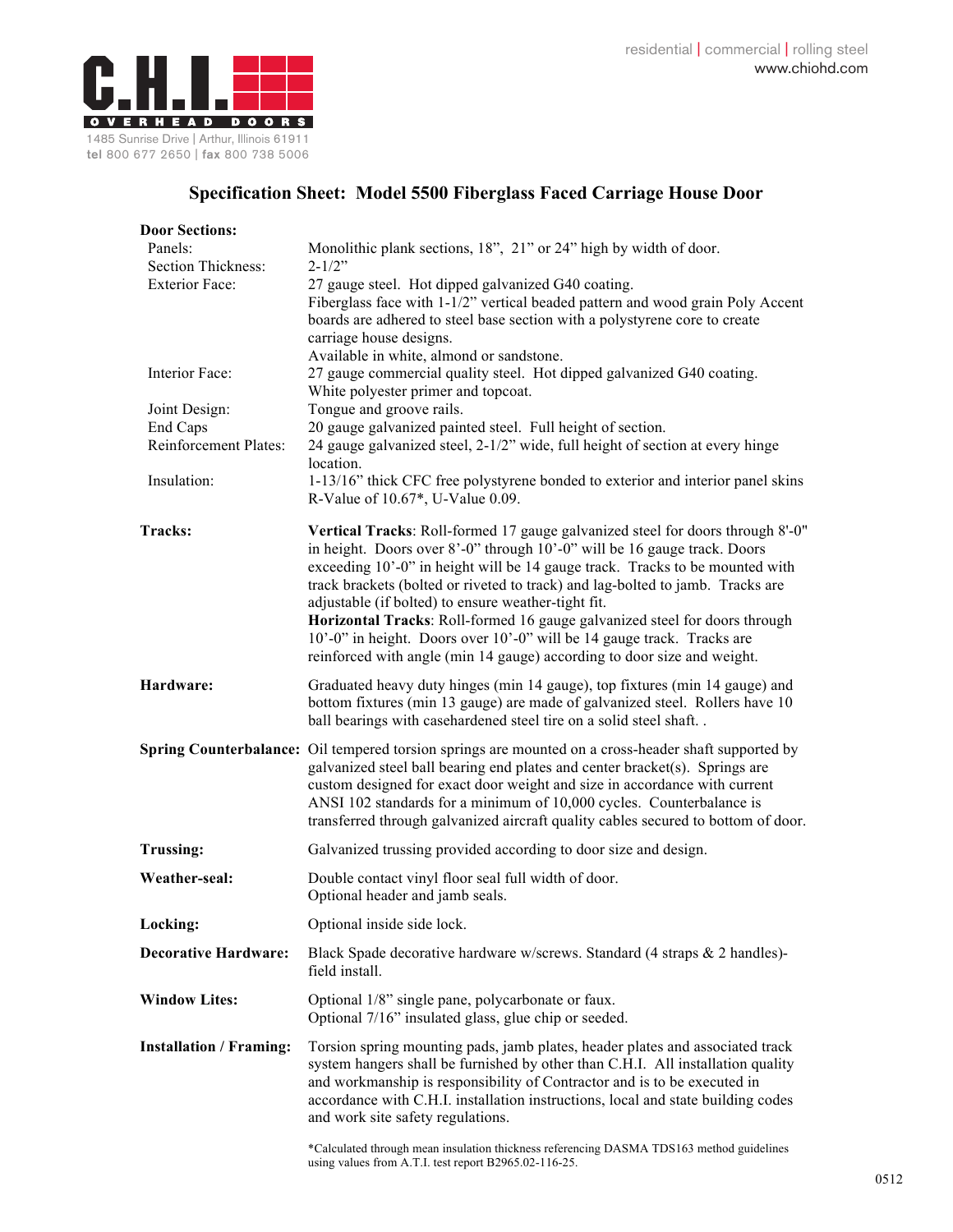C.H.I. OVERHEAD DOORS

1485 Sunrise Drive | Arthur, Illinois 61911
tel 800 677 2650 | fax 800 738 5006

residential | commercial | rolling steel
www.chiohd.com

# Specification Sheet: Model 5500 Fiberglass Faced Carriage House Door

**Door Sections:**

| | |
|---|---|
| Panels: | Monolithic plank sections, 18", 21" or 24" high by width of door. |
| Section Thickness: | 2-1/2" |
| Exterior Face: | 27 gauge steel. Hot dipped galvanized G40 coating. Fiberglass face with 1-1/2" vertical beaded pattern and wood grain Poly Accent boards are adhered to steel base section with a polystyrene core to create carriage house designs. Available in white, almond or sandstone. |
| Interior Face: | 27 gauge commercial quality steel. Hot dipped galvanized G40 coating. White polyester primer and topcoat. |
| Joint Design: | Tongue and groove rails. |
| End Caps | 20 gauge galvanized painted steel. Full height of section. |
| Reinforcement Plates: | 24 gauge galvanized steel, 2-1/2" wide, full height of section at every hinge location. |
| Insulation: | 1-13/16" thick CFC free polystyrene bonded to exterior and interior panel skins R-Value of 10.67*, U-Value 0.09. |

**Tracks:** **Vertical Tracks**: Roll-formed 17 gauge galvanized steel for doors through 8'-0" in height. Doors over 8'-0" through 10'-0" will be 16 gauge track. Doors exceeding 10'-0" in height will be 14 gauge track. Tracks to be mounted with track brackets (bolted or riveted to track) and lag-bolted to jamb. Tracks are adjustable (if bolted) to ensure weather-tight fit.
**Horizontal Tracks**: Roll-formed 16 gauge galvanized steel for doors through 10'-0" in height. Doors over 10'-0" will be 14 gauge track. Tracks are reinforced with angle (min 14 gauge) according to door size and weight.

**Hardware:** Graduated heavy duty hinges (min 14 gauge), top fixtures (min 14 gauge) and bottom fixtures (min 13 gauge) are made of galvanized steel. Rollers have 10 ball bearings with casehardened steel tire on a solid steel shaft. .

**Spring Counterbalance:** Oil tempered torsion springs are mounted on a cross-header shaft supported by galvanized steel ball bearing end plates and center bracket(s). Springs are custom designed for exact door weight and size in accordance with current ANSI 102 standards for a minimum of 10,000 cycles. Counterbalance is transferred through galvanized aircraft quality cables secured to bottom of door.

**Trussing:** Galvanized trussing provided according to door size and design.

**Weather-seal:** Double contact vinyl floor seal full width of door.
Optional header and jamb seals.

**Locking:** Optional inside side lock.

**Decorative Hardware:** Black Spade decorative hardware w/screws. Standard (4 straps & 2 handles)- field install.

**Window Lites:** Optional 1/8" single pane, polycarbonate or faux.
Optional 7/16" insulated glass, glue chip or seeded.

**Installation / Framing:** Torsion spring mounting pads, jamb plates, header plates and associated track system hangers shall be furnished by other than C.H.I. All installation quality and workmanship is responsibility of Contractor and is to be executed in accordance with C.H.I. installation instructions, local and state building codes and work site safety regulations.

*Calculated through mean insulation thickness referencing DASMA TDS163 method guidelines using values from A.T.I. test report B2965.02-116-25.

0512